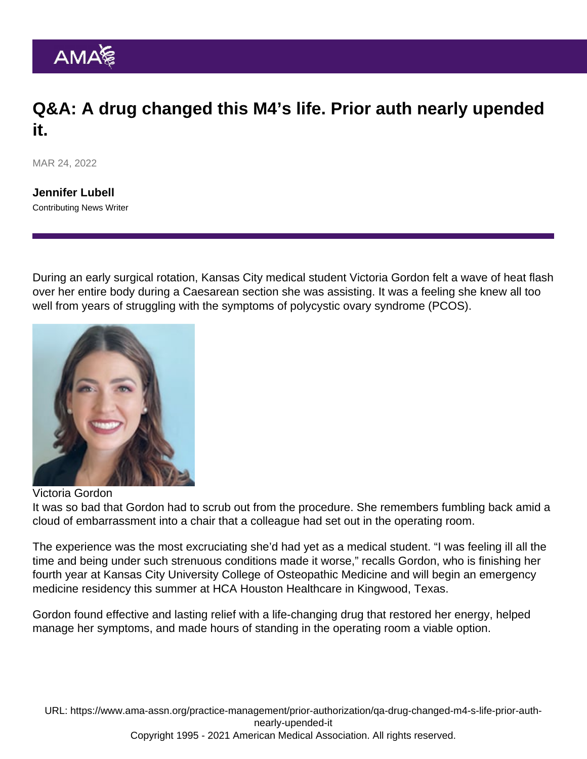# Q&A: A drug changed this M4's life. Prior auth nearly upended it.

MAR 24, 2022

**Jennifer Lubell**
Contributing News Writer

During an early surgical rotation, Kansas City medical student Victoria Gordon felt a wave of heat flash over her entire body during a Caesarean section she was assisting. It was a feeling she knew all too well from years of struggling with the symptoms of polycystic ovary syndrome (PCOS).

Victoria Gordon

It was so bad that Gordon had to scrub out from the procedure. She remembers fumbling back amid a cloud of embarrassment into a chair that a colleague had set out in the operating room.

The experience was the most excruciating she'd had yet as a medical student. "I was feeling ill all the time and being under such strenuous conditions made it worse," recalls Gordon, who is finishing her fourth year at Kansas City University College of Osteopathic Medicine and will begin an emergency medicine residency this summer at HCA Houston Healthcare in Kingwood, Texas.

Gordon found effective and lasting relief with a life-changing drug that restored her energy, helped manage her symptoms, and made hours of standing in the operating room a viable option.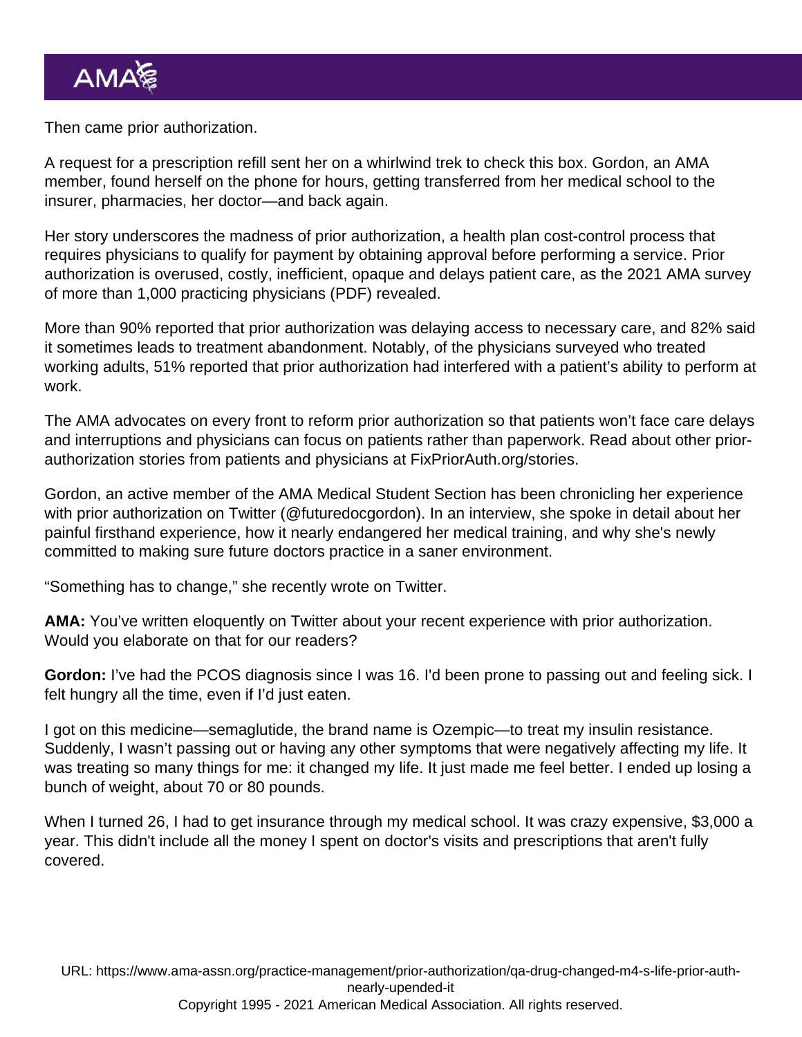Then came prior authorization.

A request for a prescription refill sent her on a whirlwind trek to check this box. Gordon, an AMA member, found herself on the phone for hours, getting transferred from her medical school to the insurer, pharmacies, her doctor—and back again.

Her story underscores the madness of prior authorization, a health plan cost-control process that requires physicians to qualify for payment by obtaining approval before performing a service. Prior authorization is overused, costly, inefficient, opaque and delays patient care, as the 2021 AMA survey of more than 1,000 practicing physicians (PDF) revealed.

More than 90% reported that prior authorization was delaying access to necessary care, and 82% said it sometimes leads to treatment abandonment. Notably, of the physicians surveyed who treated working adults, 51% reported that prior authorization had interfered with a patient's ability to perform at work.

The AMA advocates on every front to reform prior authorization so that patients won't face care delays and interruptions and physicians can focus on patients rather than paperwork. Read about other prior-authorization stories from patients and physicians at FixPriorAuth.org/stories.

Gordon, an active member of the AMA Medical Student Section has been chronicling her experience with prior authorization on Twitter (@futuredocgordon). In an interview, she spoke in detail about her painful firsthand experience, how it nearly endangered her medical training, and why she's newly committed to making sure future doctors practice in a saner environment.

"Something has to change," she recently wrote on Twitter.

**AMA:** You've written eloquently on Twitter about your recent experience with prior authorization. Would you elaborate on that for our readers?

**Gordon:** I've had the PCOS diagnosis since I was 16. I'd been prone to passing out and feeling sick. I felt hungry all the time, even if I'd just eaten.

I got on this medicine—semaglutide, the brand name is Ozempic—to treat my insulin resistance. Suddenly, I wasn't passing out or having any other symptoms that were negatively affecting my life. It was treating so many things for me: it changed my life. It just made me feel better. I ended up losing a bunch of weight, about 70 or 80 pounds.

When I turned 26, I had to get insurance through my medical school. It was crazy expensive, $3,000 a year. This didn't include all the money I spent on doctor's visits and prescriptions that aren't fully covered.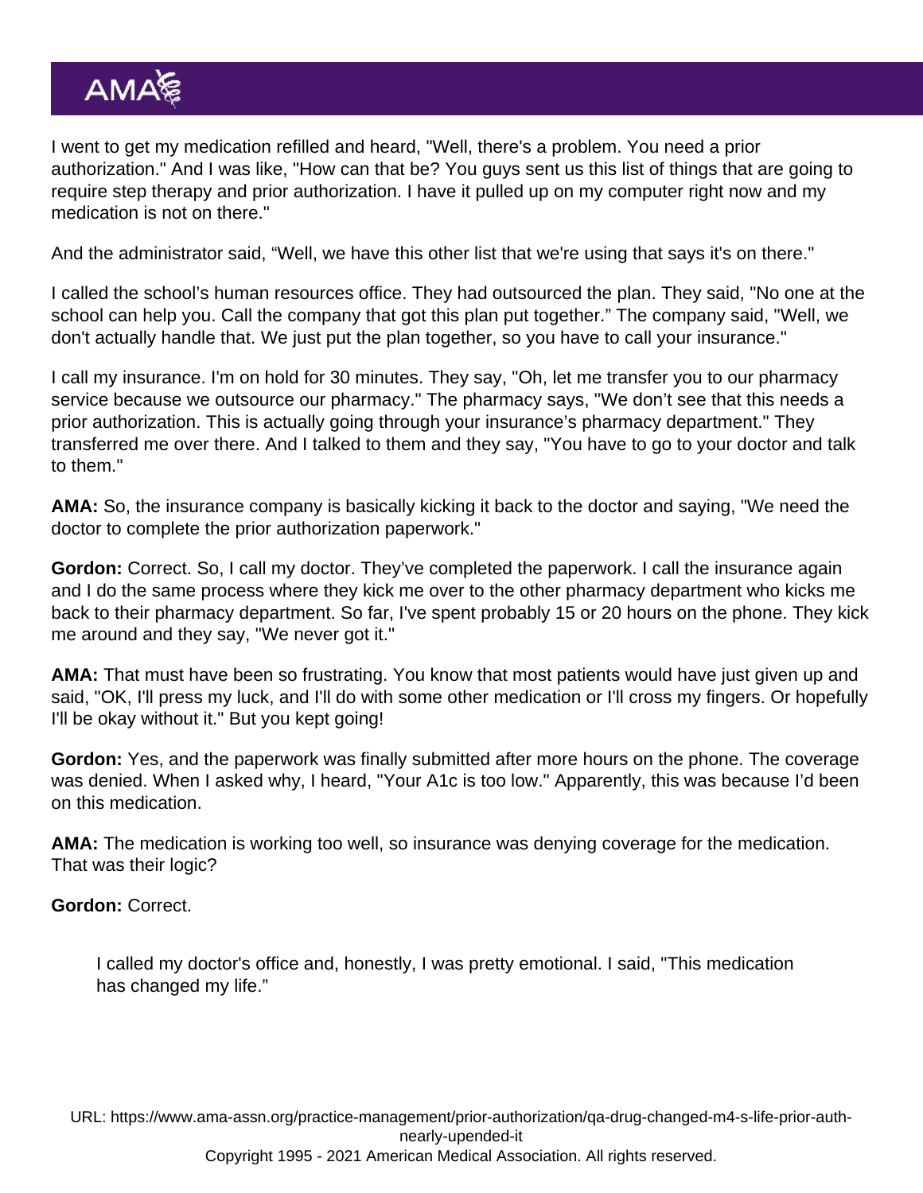I went to get my medication refilled and heard, "Well, there's a problem. You need a prior authorization." And I was like, "How can that be? You guys sent us this list of things that are going to require step therapy and prior authorization. I have it pulled up on my computer right now and my medication is not on there."

And the administrator said, “Well, we have this other list that we're using that says it's on there."

I called the school’s human resources office. They had outsourced the plan. They said, "No one at the school can help you. Call the company that got this plan put together.” The company said, "Well, we don't actually handle that. We just put the plan together, so you have to call your insurance."

I call my insurance. I'm on hold for 30 minutes. They say, "Oh, let me transfer you to our pharmacy service because we outsource our pharmacy." The pharmacy says, "We don’t see that this needs a prior authorization. This is actually going through your insurance’s pharmacy department." They transferred me over there. And I talked to them and they say, "You have to go to your doctor and talk to them."

**AMA:** So, the insurance company is basically kicking it back to the doctor and saying, "We need the doctor to complete the prior authorization paperwork."

**Gordon:** Correct. So, I call my doctor. They’ve completed the paperwork. I call the insurance again and I do the same process where they kick me over to the other pharmacy department who kicks me back to their pharmacy department. So far, I've spent probably 15 or 20 hours on the phone. They kick me around and they say, "We never got it."

**AMA:** That must have been so frustrating. You know that most patients would have just given up and said, "OK, I'll press my luck, and I'll do with some other medication or I'll cross my fingers. Or hopefully I'll be okay without it." But you kept going!

**Gordon:** Yes, and the paperwork was finally submitted after more hours on the phone. The coverage was denied. When I asked why, I heard, "Your A1c is too low." Apparently, this was because I’d been on this medication.

**AMA:** The medication is working too well, so insurance was denying coverage for the medication. That was their logic?

**Gordon:** Correct.

> I called my doctor's office and, honestly, I was pretty emotional. I said, "This medication has changed my life.”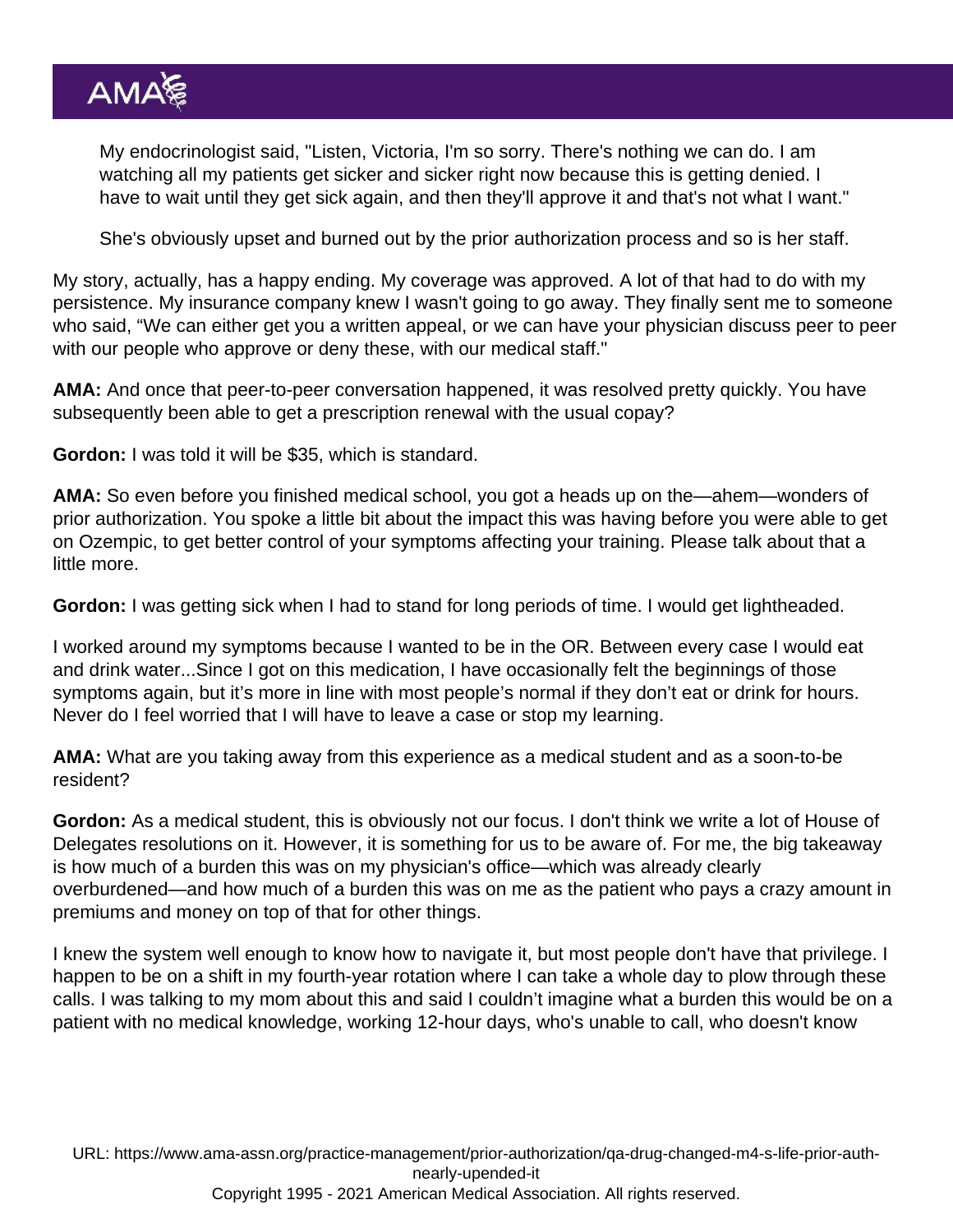> My endocrinologist said, "Listen, Victoria, I'm so sorry. There's nothing we can do. I am watching all my patients get sicker and sicker right now because this is getting denied. I have to wait until they get sick again, and then they'll approve it and that's not what I want."
>
> She's obviously upset and burned out by the prior authorization process and so is her staff.

My story, actually, has a happy ending. My coverage was approved. A lot of that had to do with my persistence. My insurance company knew I wasn't going to go away. They finally sent me to someone who said, "We can either get you a written appeal, or we can have your physician discuss peer to peer with our people who approve or deny these, with our medical staff."

**AMA:** And once that peer-to-peer conversation happened, it was resolved pretty quickly. You have subsequently been able to get a prescription renewal with the usual copay?

**Gordon:** I was told it will be $35, which is standard.

**AMA:** So even before you finished medical school, you got a heads up on the—ahem—wonders of prior authorization. You spoke a little bit about the impact this was having before you were able to get on Ozempic, to get better control of your symptoms affecting your training. Please talk about that a little more.

**Gordon:** I was getting sick when I had to stand for long periods of time. I would get lightheaded.

I worked around my symptoms because I wanted to be in the OR. Between every case I would eat and drink water...Since I got on this medication, I have occasionally felt the beginnings of those symptoms again, but it's more in line with most people's normal if they don't eat or drink for hours. Never do I feel worried that I will have to leave a case or stop my learning.

**AMA:** What are you taking away from this experience as a medical student and as a soon-to-be resident?

**Gordon:** As a medical student, this is obviously not our focus. I don't think we write a lot of House of Delegates resolutions on it. However, it is something for us to be aware of. For me, the big takeaway is how much of a burden this was on my physician's office—which was already clearly overburdened—and how much of a burden this was on me as the patient who pays a crazy amount in premiums and money on top of that for other things.

I knew the system well enough to know how to navigate it, but most people don't have that privilege. I happen to be on a shift in my fourth-year rotation where I can take a whole day to plow through these calls. I was talking to my mom about this and said I couldn't imagine what a burden this would be on a patient with no medical knowledge, working 12-hour days, who's unable to call, who doesn't know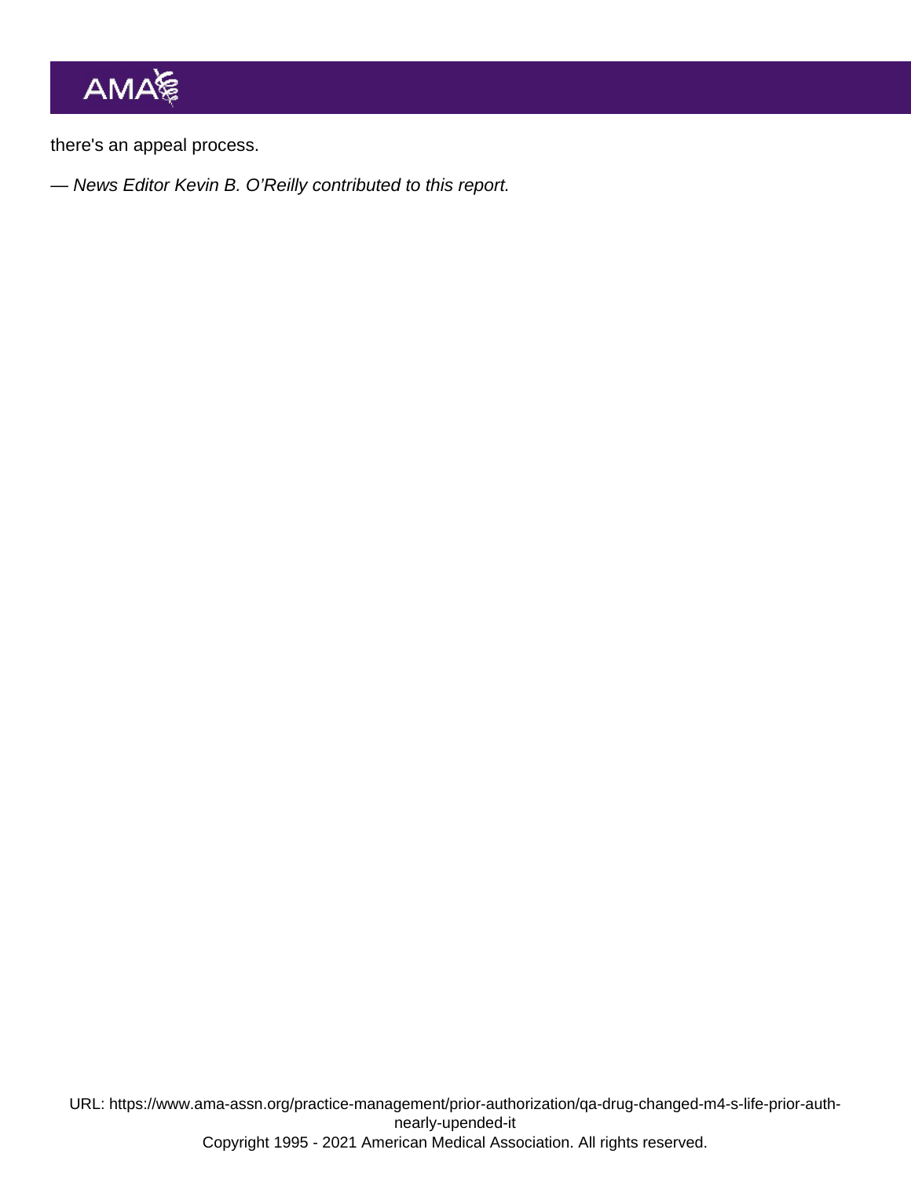there's an appeal process.

— *News Editor Kevin B. O'Reilly contributed to this report.*